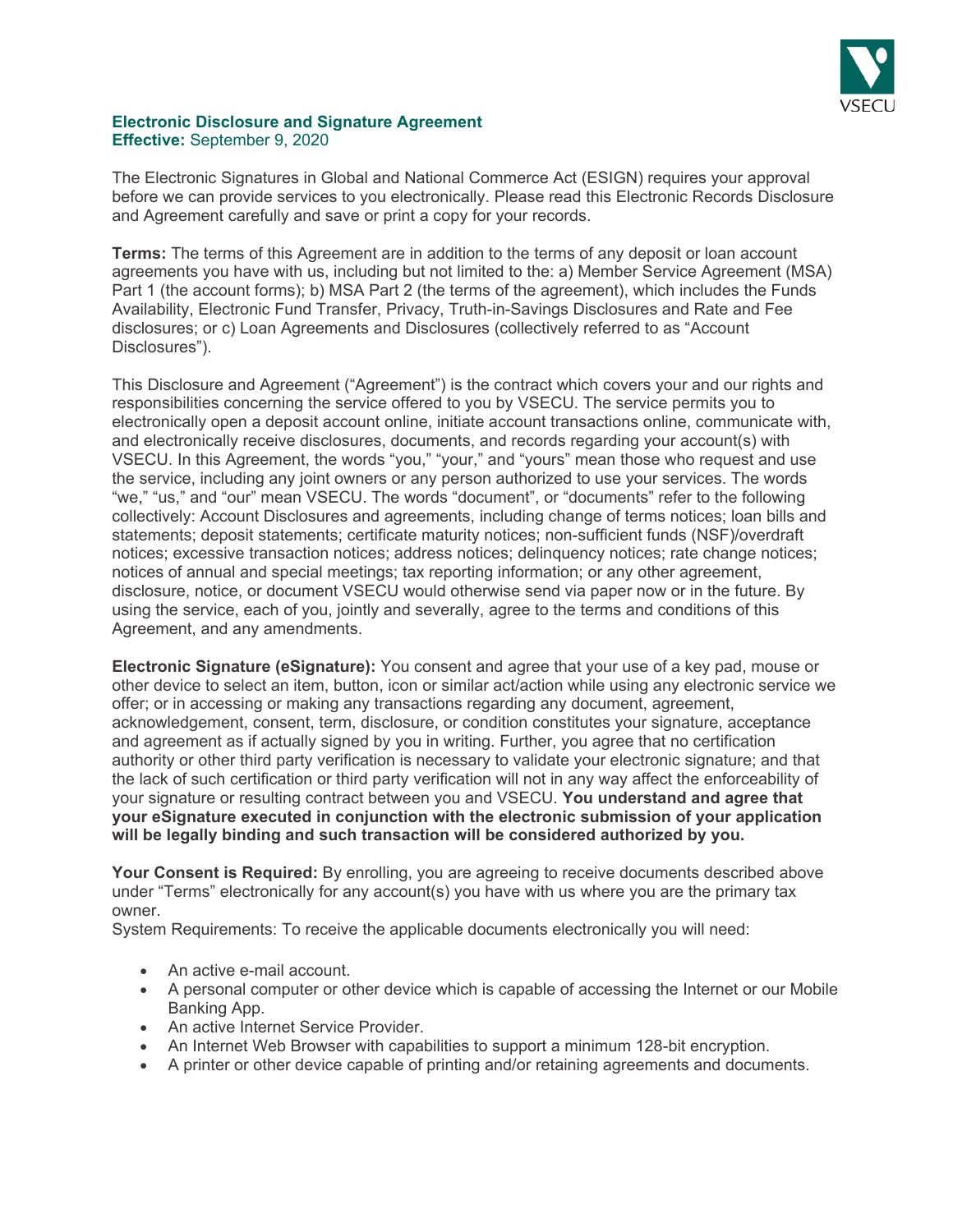**Electronic Disclosure and Signature Agreement**
**Effective:** September 9, 2020

The Electronic Signatures in Global and National Commerce Act (ESIGN) requires your approval before we can provide services to you electronically. Please read this Electronic Records Disclosure and Agreement carefully and save or print a copy for your records.

**Terms:** The terms of this Agreement are in addition to the terms of any deposit or loan account agreements you have with us, including but not limited to the: a) Member Service Agreement (MSA) Part 1 (the account forms); b) MSA Part 2 (the terms of the agreement), which includes the Funds Availability, Electronic Fund Transfer, Privacy, Truth-in-Savings Disclosures and Rate and Fee disclosures; or c) Loan Agreements and Disclosures (collectively referred to as "Account Disclosures").

This Disclosure and Agreement ("Agreement") is the contract which covers your and our rights and responsibilities concerning the service offered to you by VSECU. The service permits you to electronically open a deposit account online, initiate account transactions online, communicate with, and electronically receive disclosures, documents, and records regarding your account(s) with VSECU. In this Agreement, the words "you," "your," and "yours" mean those who request and use the service, including any joint owners or any person authorized to use your services. The words "we," "us," and "our" mean VSECU. The words "document", or "documents" refer to the following collectively: Account Disclosures and agreements, including change of terms notices; loan bills and statements; deposit statements; certificate maturity notices; non-sufficient funds (NSF)/overdraft notices; excessive transaction notices; address notices; delinquency notices; rate change notices; notices of annual and special meetings; tax reporting information; or any other agreement, disclosure, notice, or document VSECU would otherwise send via paper now or in the future. By using the service, each of you, jointly and severally, agree to the terms and conditions of this Agreement, and any amendments.

**Electronic Signature (eSignature):** You consent and agree that your use of a key pad, mouse or other device to select an item, button, icon or similar act/action while using any electronic service we offer; or in accessing or making any transactions regarding any document, agreement, acknowledgement, consent, term, disclosure, or condition constitutes your signature, acceptance and agreement as if actually signed by you in writing. Further, you agree that no certification authority or other third party verification is necessary to validate your electronic signature; and that the lack of such certification or third party verification will not in any way affect the enforceability of your signature or resulting contract between you and VSECU. **You understand and agree that your eSignature executed in conjunction with the electronic submission of your application will be legally binding and such transaction will be considered authorized by you.**

**Your Consent is Required:** By enrolling, you are agreeing to receive documents described above under "Terms" electronically for any account(s) you have with us where you are the primary tax owner.

System Requirements: To receive the applicable documents electronically you will need:

- An active e-mail account.
- A personal computer or other device which is capable of accessing the Internet or our Mobile Banking App.
- An active Internet Service Provider.
- An Internet Web Browser with capabilities to support a minimum 128-bit encryption.
- A printer or other device capable of printing and/or retaining agreements and documents.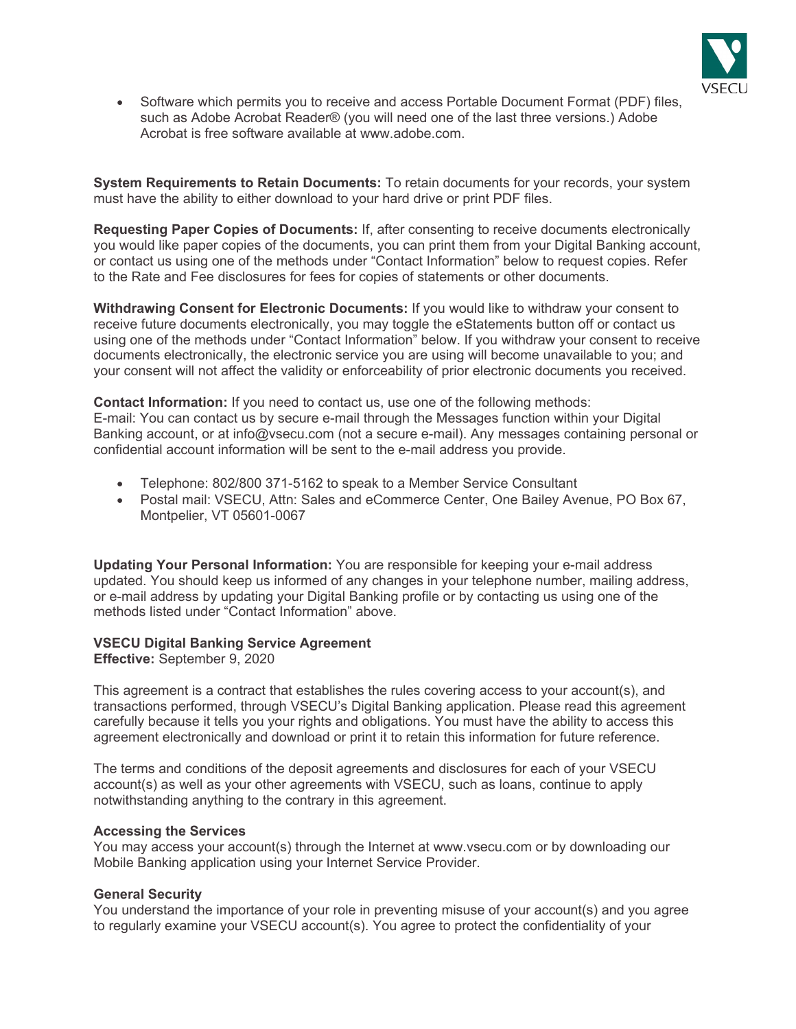- Software which permits you to receive and access Portable Document Format (PDF) files, such as Adobe Acrobat Reader® (you will need one of the last three versions.) Adobe Acrobat is free software available at www.adobe.com.

**System Requirements to Retain Documents:** To retain documents for your records, your system must have the ability to either download to your hard drive or print PDF files.

**Requesting Paper Copies of Documents:** If, after consenting to receive documents electronically you would like paper copies of the documents, you can print them from your Digital Banking account, or contact us using one of the methods under "Contact Information" below to request copies. Refer to the Rate and Fee disclosures for fees for copies of statements or other documents.

**Withdrawing Consent for Electronic Documents:** If you would like to withdraw your consent to receive future documents electronically, you may toggle the eStatements button off or contact us using one of the methods under "Contact Information" below. If you withdraw your consent to receive documents electronically, the electronic service you are using will become unavailable to you; and your consent will not affect the validity or enforceability of prior electronic documents you received.

**Contact Information:** If you need to contact us, use one of the following methods:
E-mail: You can contact us by secure e-mail through the Messages function within your Digital Banking account, or at info@vsecu.com (not a secure e-mail). Any messages containing personal or confidential account information will be sent to the e-mail address you provide.

- Telephone: 802/800 371-5162 to speak to a Member Service Consultant
- Postal mail: VSECU, Attn: Sales and eCommerce Center, One Bailey Avenue, PO Box 67, Montpelier, VT 05601-0067

**Updating Your Personal Information:** You are responsible for keeping your e-mail address updated. You should keep us informed of any changes in your telephone number, mailing address, or e-mail address by updating your Digital Banking profile or by contacting us using one of the methods listed under "Contact Information" above.

## VSECU Digital Banking Service Agreement

**Effective:** September 9, 2020

This agreement is a contract that establishes the rules covering access to your account(s), and transactions performed, through VSECU's Digital Banking application. Please read this agreement carefully because it tells you your rights and obligations. You must have the ability to access this agreement electronically and download or print it to retain this information for future reference.

The terms and conditions of the deposit agreements and disclosures for each of your VSECU account(s) as well as your other agreements with VSECU, such as loans, continue to apply notwithstanding anything to the contrary in this agreement.

### Accessing the Services

You may access your account(s) through the Internet at www.vsecu.com or by downloading our Mobile Banking application using your Internet Service Provider.

### General Security

You understand the importance of your role in preventing misuse of your account(s) and you agree to regularly examine your VSECU account(s). You agree to protect the confidentiality of your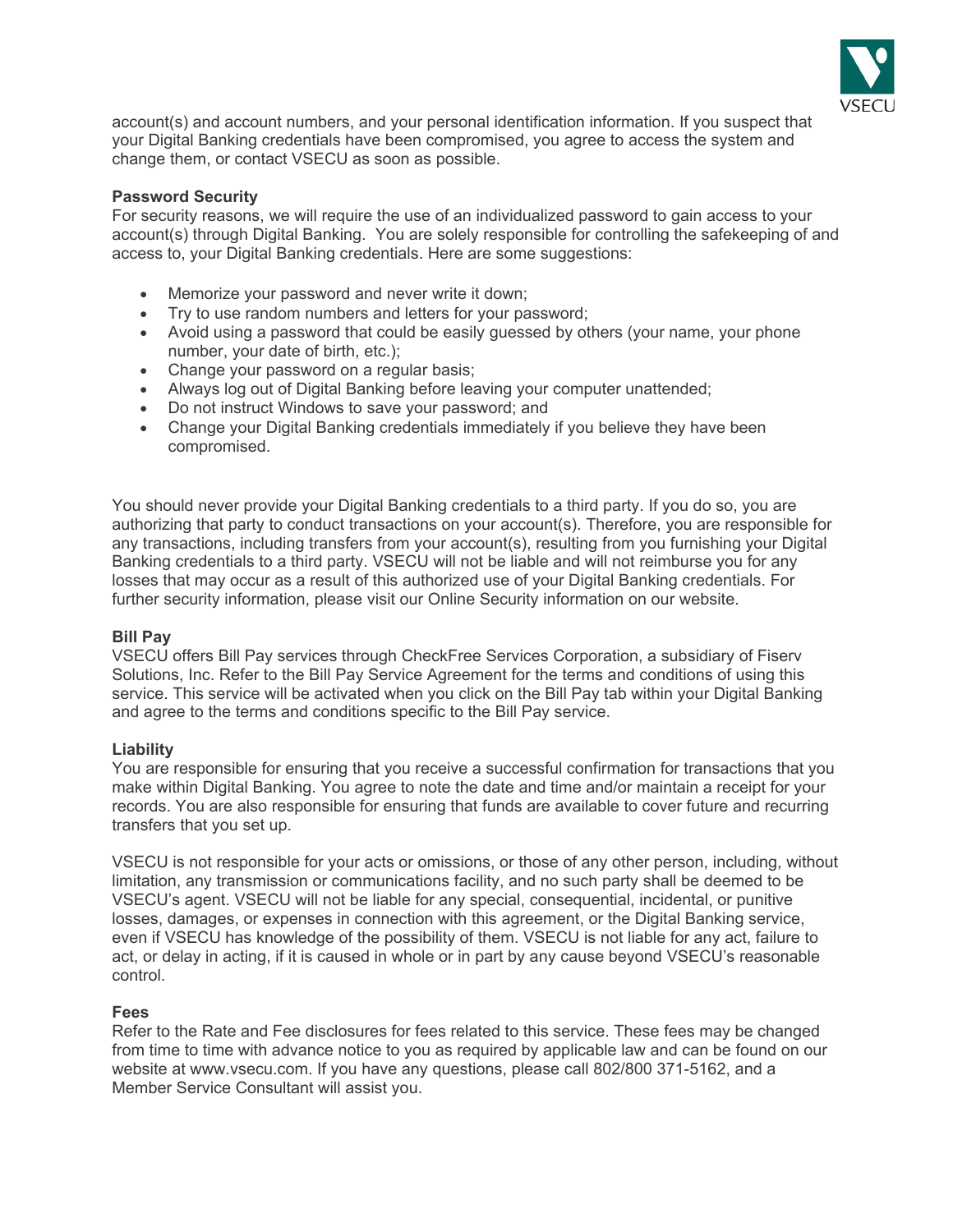account(s) and account numbers, and your personal identification information. If you suspect that your Digital Banking credentials have been compromised, you agree to access the system and change them, or contact VSECU as soon as possible.

**Password Security**

For security reasons, we will require the use of an individualized password to gain access to your account(s) through Digital Banking. You are solely responsible for controlling the safekeeping of and access to, your Digital Banking credentials. Here are some suggestions:

- Memorize your password and never write it down;
- Try to use random numbers and letters for your password;
- Avoid using a password that could be easily guessed by others (your name, your phone number, your date of birth, etc.);
- Change your password on a regular basis;
- Always log out of Digital Banking before leaving your computer unattended;
- Do not instruct Windows to save your password; and
- Change your Digital Banking credentials immediately if you believe they have been compromised.

You should never provide your Digital Banking credentials to a third party. If you do so, you are authorizing that party to conduct transactions on your account(s). Therefore, you are responsible for any transactions, including transfers from your account(s), resulting from you furnishing your Digital Banking credentials to a third party. VSECU will not be liable and will not reimburse you for any losses that may occur as a result of this authorized use of your Digital Banking credentials. For further security information, please visit our Online Security information on our website.

**Bill Pay**

VSECU offers Bill Pay services through CheckFree Services Corporation, a subsidiary of Fiserv Solutions, Inc. Refer to the Bill Pay Service Agreement for the terms and conditions of using this service. This service will be activated when you click on the Bill Pay tab within your Digital Banking and agree to the terms and conditions specific to the Bill Pay service.

**Liability**

You are responsible for ensuring that you receive a successful confirmation for transactions that you make within Digital Banking. You agree to note the date and time and/or maintain a receipt for your records. You are also responsible for ensuring that funds are available to cover future and recurring transfers that you set up.

VSECU is not responsible for your acts or omissions, or those of any other person, including, without limitation, any transmission or communications facility, and no such party shall be deemed to be VSECU's agent. VSECU will not be liable for any special, consequential, incidental, or punitive losses, damages, or expenses in connection with this agreement, or the Digital Banking service, even if VSECU has knowledge of the possibility of them. VSECU is not liable for any act, failure to act, or delay in acting, if it is caused in whole or in part by any cause beyond VSECU's reasonable control.

**Fees**

Refer to the Rate and Fee disclosures for fees related to this service. These fees may be changed from time to time with advance notice to you as required by applicable law and can be found on our website at www.vsecu.com. If you have any questions, please call 802/800 371-5162, and a Member Service Consultant will assist you.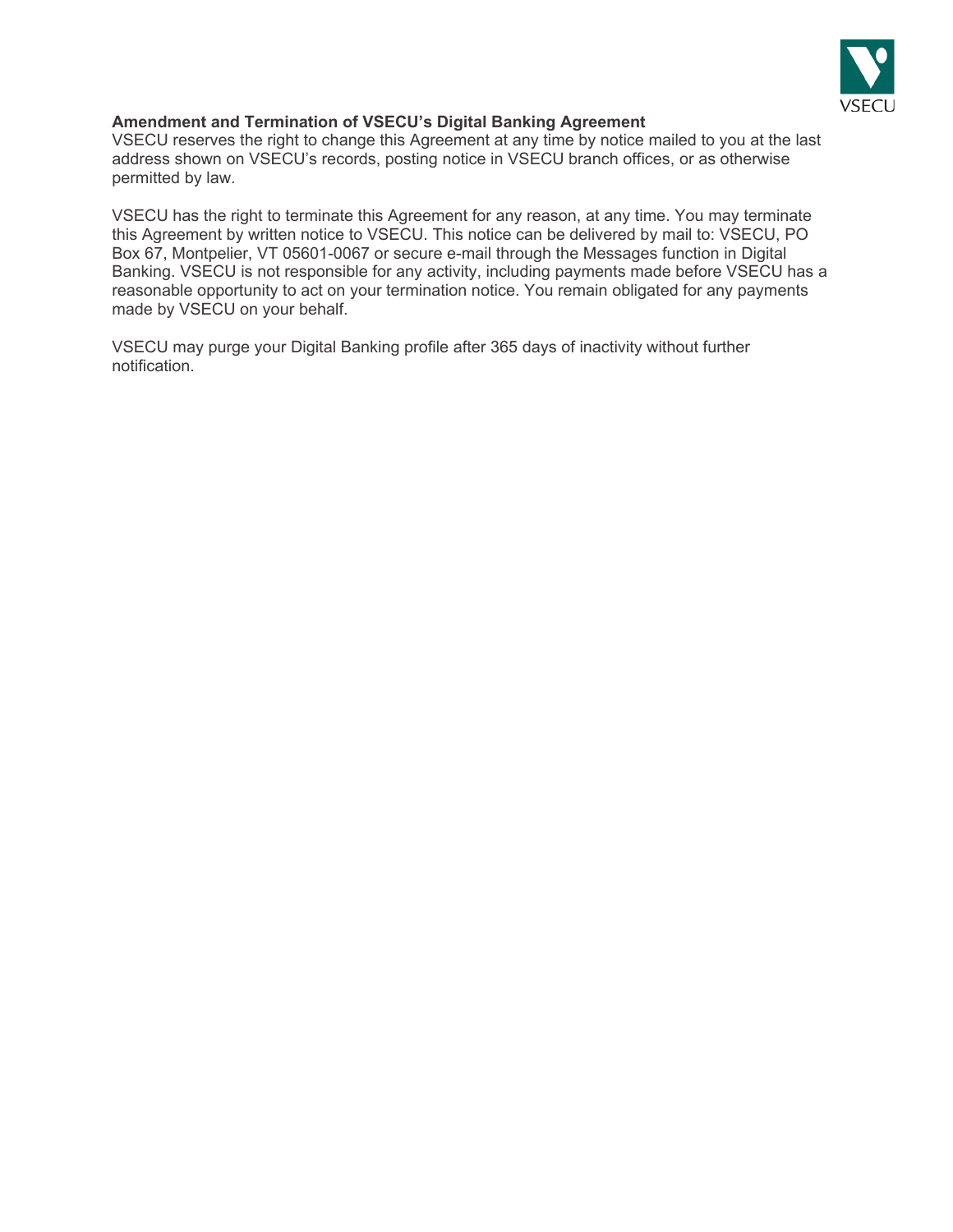**Amendment and Termination of VSECU's Digital Banking Agreement**

VSECU reserves the right to change this Agreement at any time by notice mailed to you at the last address shown on VSECU's records, posting notice in VSECU branch offices, or as otherwise permitted by law.

VSECU has the right to terminate this Agreement for any reason, at any time. You may terminate this Agreement by written notice to VSECU. This notice can be delivered by mail to: VSECU, PO Box 67, Montpelier, VT 05601-0067 or secure e-mail through the Messages function in Digital Banking. VSECU is not responsible for any activity, including payments made before VSECU has a reasonable opportunity to act on your termination notice. You remain obligated for any payments made by VSECU on your behalf.

VSECU may purge your Digital Banking profile after 365 days of inactivity without further notification.